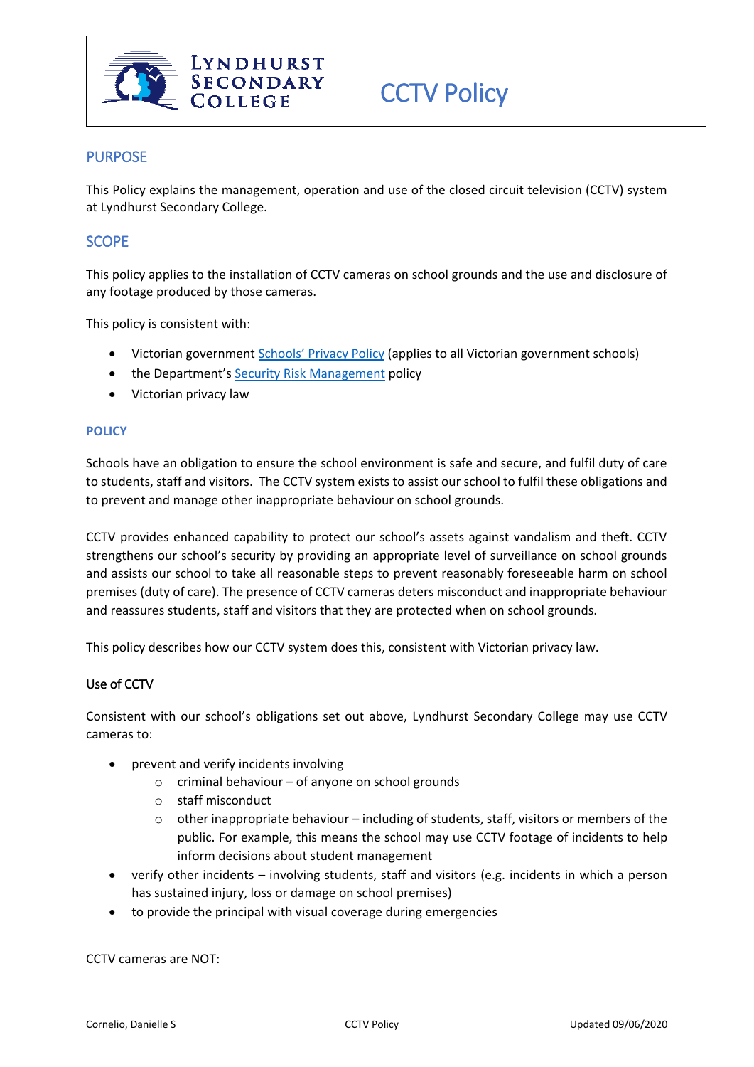Lyndhurst Secondary College

# CCTV Policy

## PURPOSE

This Policy explains the management, operation and use of the closed circuit television (CCTV) system at Lyndhurst Secondary College.

## SCOPE

This policy applies to the installation of CCTV cameras on school grounds and the use and disclosure of any footage produced by those cameras.

This policy is consistent with:

- Victorian government Schools' Privacy Policy (applies to all Victorian government schools)
- the Department's Security Risk Management policy
- Victorian privacy law

## POLICY

Schools have an obligation to ensure the school environment is safe and secure, and fulfil duty of care to students, staff and visitors. The CCTV system exists to assist our school to fulfil these obligations and to prevent and manage other inappropriate behaviour on school grounds.

CCTV provides enhanced capability to protect our school's assets against vandalism and theft. CCTV strengthens our school's security by providing an appropriate level of surveillance on school grounds and assists our school to take all reasonable steps to prevent reasonably foreseeable harm on school premises (duty of care). The presence of CCTV cameras deters misconduct and inappropriate behaviour and reassures students, staff and visitors that they are protected when on school grounds.

This policy describes how our CCTV system does this, consistent with Victorian privacy law.

### Use of CCTV

Consistent with our school's obligations set out above, Lyndhurst Secondary College may use CCTV cameras to:

- prevent and verify incidents involving
  - criminal behaviour – of anyone on school grounds
  - staff misconduct
  - other inappropriate behaviour – including of students, staff, visitors or members of the public. For example, this means the school may use CCTV footage of incidents to help inform decisions about student management
- verify other incidents – involving students, staff and visitors (e.g. incidents in which a person has sustained injury, loss or damage on school premises)
- to provide the principal with visual coverage during emergencies

CCTV cameras are NOT: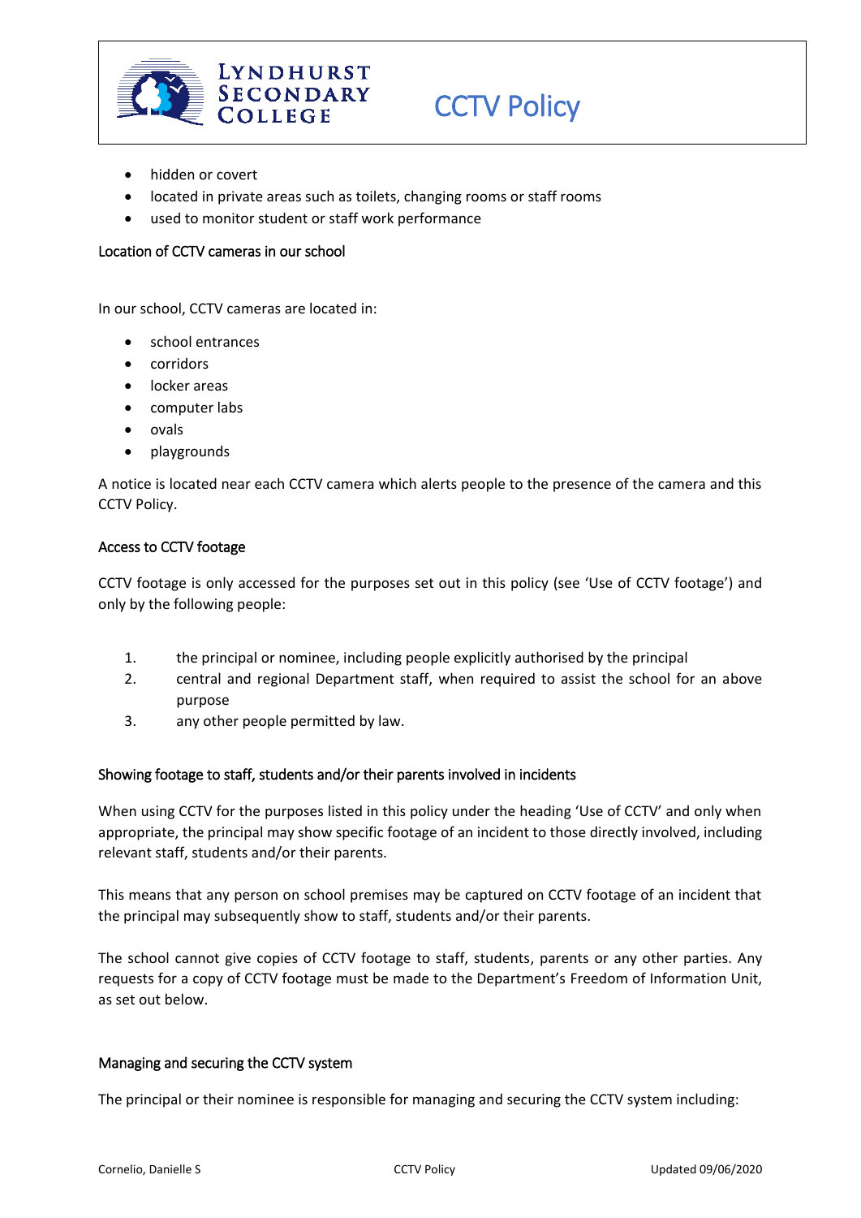- hidden or covert
- located in private areas such as toilets, changing rooms or staff rooms
- used to monitor student or staff work performance

## Location of CCTV cameras in our school

In our school, CCTV cameras are located in:

- school entrances
- corridors
- locker areas
- computer labs
- ovals
- playgrounds

A notice is located near each CCTV camera which alerts people to the presence of the camera and this CCTV Policy.

## Access to CCTV footage

CCTV footage is only accessed for the purposes set out in this policy (see 'Use of CCTV footage') and only by the following people:

1. the principal or nominee, including people explicitly authorised by the principal
2. central and regional Department staff, when required to assist the school for an above purpose
3. any other people permitted by law.

## Showing footage to staff, students and/or their parents involved in incidents

When using CCTV for the purposes listed in this policy under the heading 'Use of CCTV' and only when appropriate, the principal may show specific footage of an incident to those directly involved, including relevant staff, students and/or their parents.

This means that any person on school premises may be captured on CCTV footage of an incident that the principal may subsequently show to staff, students and/or their parents.

The school cannot give copies of CCTV footage to staff, students, parents or any other parties. Any requests for a copy of CCTV footage must be made to the Department's Freedom of Information Unit, as set out below.

## Managing and securing the CCTV system

The principal or their nominee is responsible for managing and securing the CCTV system including: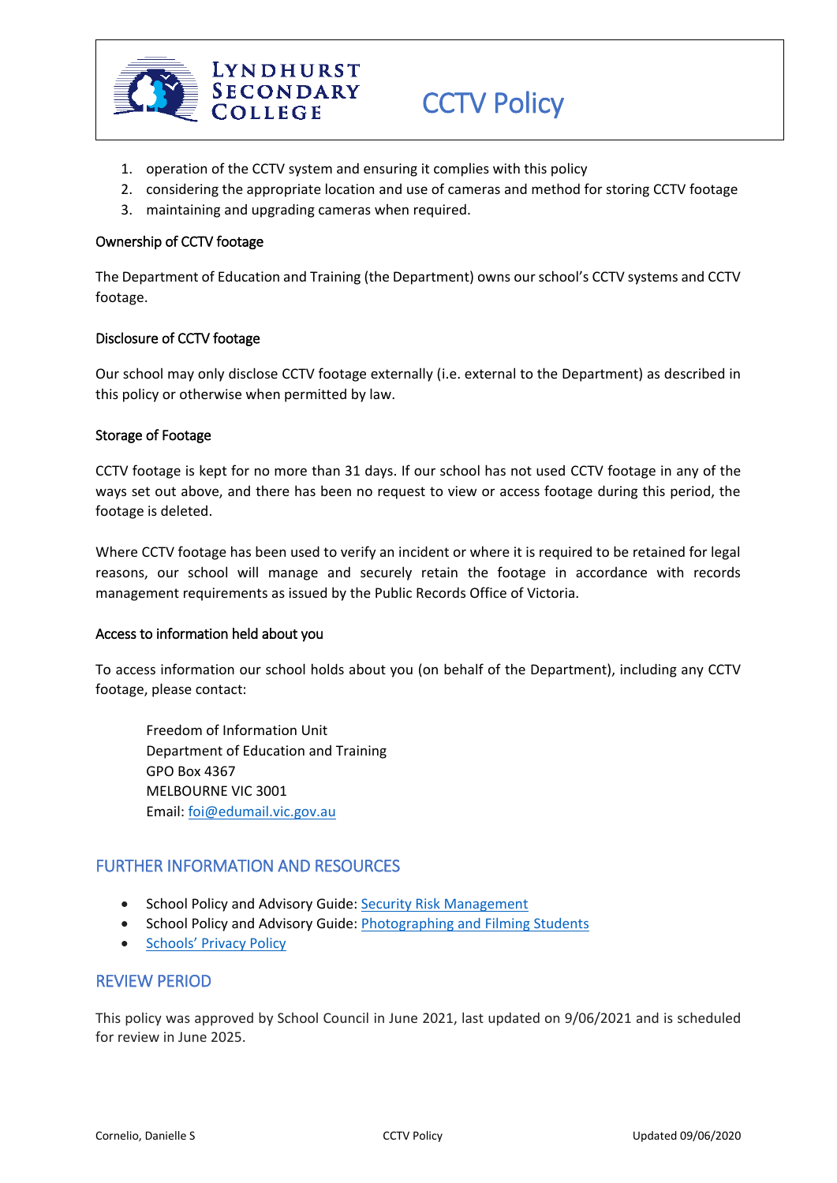1. operation of the CCTV system and ensuring it complies with this policy
2. considering the appropriate location and use of cameras and method for storing CCTV footage
3. maintaining and upgrading cameras when required.

### Ownership of CCTV footage

The Department of Education and Training (the Department) owns our school's CCTV systems and CCTV footage.

### Disclosure of CCTV footage

Our school may only disclose CCTV footage externally (i.e. external to the Department) as described in this policy or otherwise when permitted by law.

### Storage of Footage

CCTV footage is kept for no more than 31 days. If our school has not used CCTV footage in any of the ways set out above, and there has been no request to view or access footage during this period, the footage is deleted.

Where CCTV footage has been used to verify an incident or where it is required to be retained for legal reasons, our school will manage and securely retain the footage in accordance with records management requirements as issued by the Public Records Office of Victoria.

### Access to information held about you

To access information our school holds about you (on behalf of the Department), including any CCTV footage, please contact:

> Freedom of Information Unit
> Department of Education and Training
> GPO Box 4367
> MELBOURNE VIC 3001
> Email: foi@edumail.vic.gov.au

## FURTHER INFORMATION AND RESOURCES

- School Policy and Advisory Guide: Security Risk Management
- School Policy and Advisory Guide: Photographing and Filming Students
- Schools' Privacy Policy

## REVIEW PERIOD

This policy was approved by School Council in June 2021, last updated on 9/06/2021 and is scheduled for review in June 2025.